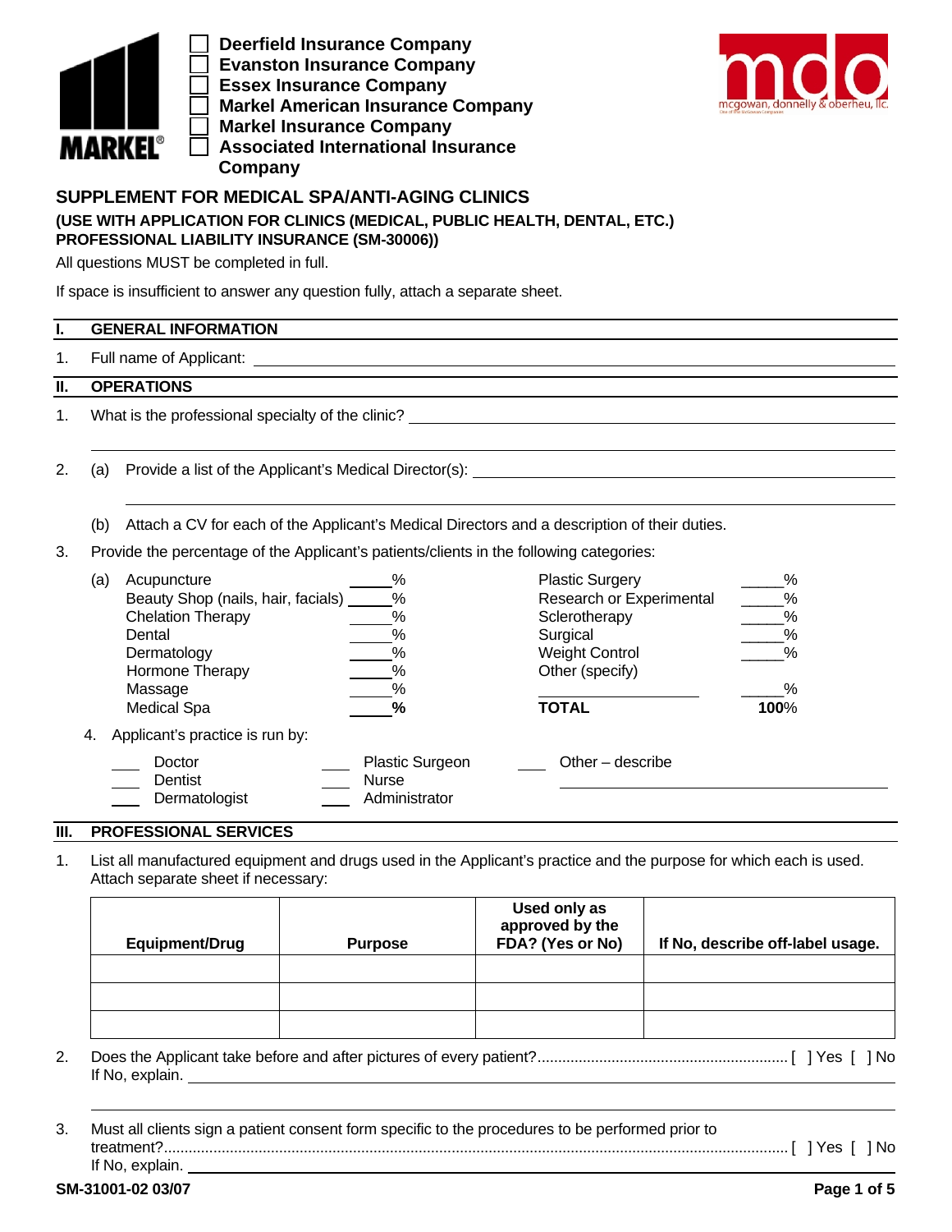MARKEL

- [ ] Deerfield Insurance Company
- [ ] Evanston Insurance Company
- [ ] Essex Insurance Company
- [ ] Markel American Insurance Company
- [ ] Markel Insurance Company
- [ ] Associated International Insurance Company

mdo
mcgowan, donnelly & oberheu, llc

# SUPPLEMENT FOR MEDICAL SPA/ANTI-AGING CLINICS

**(USE WITH APPLICATION FOR CLINICS (MEDICAL, PUBLIC HEALTH, DENTAL, ETC.) PROFESSIONAL LIABILITY INSURANCE (SM-30006))**

All questions MUST be completed in full.

If space is insufficient to answer any question fully, attach a separate sheet.

## I. GENERAL INFORMATION

1. Full name of Applicant: ______________________________

## II. OPERATIONS

1. What is the professional specialty of the clinic? ______________________________

______________________________

2. (a) Provide a list of the Applicant's Medical Director(s): ______________________________

______________________________

(b) Attach a CV for each of the Applicant's Medical Directors and a description of their duties.

3. Provide the percentage of the Applicant's patients/clients in the following categories:

(a)

| Category | % | Category | % |
|---|---|---|---|
| Acupuncture | _____% | Plastic Surgery | _____% |
| Beauty Shop (nails, hair, facials) | _____% | Research or Experimental | _____% |
| Chelation Therapy | _____% | Sclerotherapy | _____% |
| Dental | _____% | Surgical | _____% |
| Dermatology | _____% | Weight Control | _____% |
| Hormone Therapy | _____% | Other (specify) | |
| Massage | _____% | ______________ | _____% |
| Medical Spa | _____**%** | **TOTAL** | **100**% |

4. Applicant's practice is run by:

___ Doctor &nbsp;&nbsp;&nbsp; ___ Plastic Surgeon &nbsp;&nbsp;&nbsp; ___ Other – describe ______________________________
___ Dentist &nbsp;&nbsp;&nbsp; ___ Nurse
___ Dermatologist &nbsp;&nbsp;&nbsp; ___ Administrator

## III. PROFESSIONAL SERVICES

1. List all manufactured equipment and drugs used in the Applicant's practice and the purpose for which each is used. Attach separate sheet if necessary:

| Equipment/Drug | Purpose | Used only as approved by the FDA? (Yes or No) | If No, describe off-label usage. |
|---|---|---|---|
| | | | |
| | | | |
| | | | |

2. Does the Applicant take before and after pictures of every patient?............................................................ [ ] Yes [ ] No

If No, explain. ______________________________

______________________________

3. Must all clients sign a patient consent form specific to the procedures to be performed prior to treatment?.......................................................................................................................................... [ ] Yes [ ] No

If No, explain. ______________________________

SM-31001-02 03/07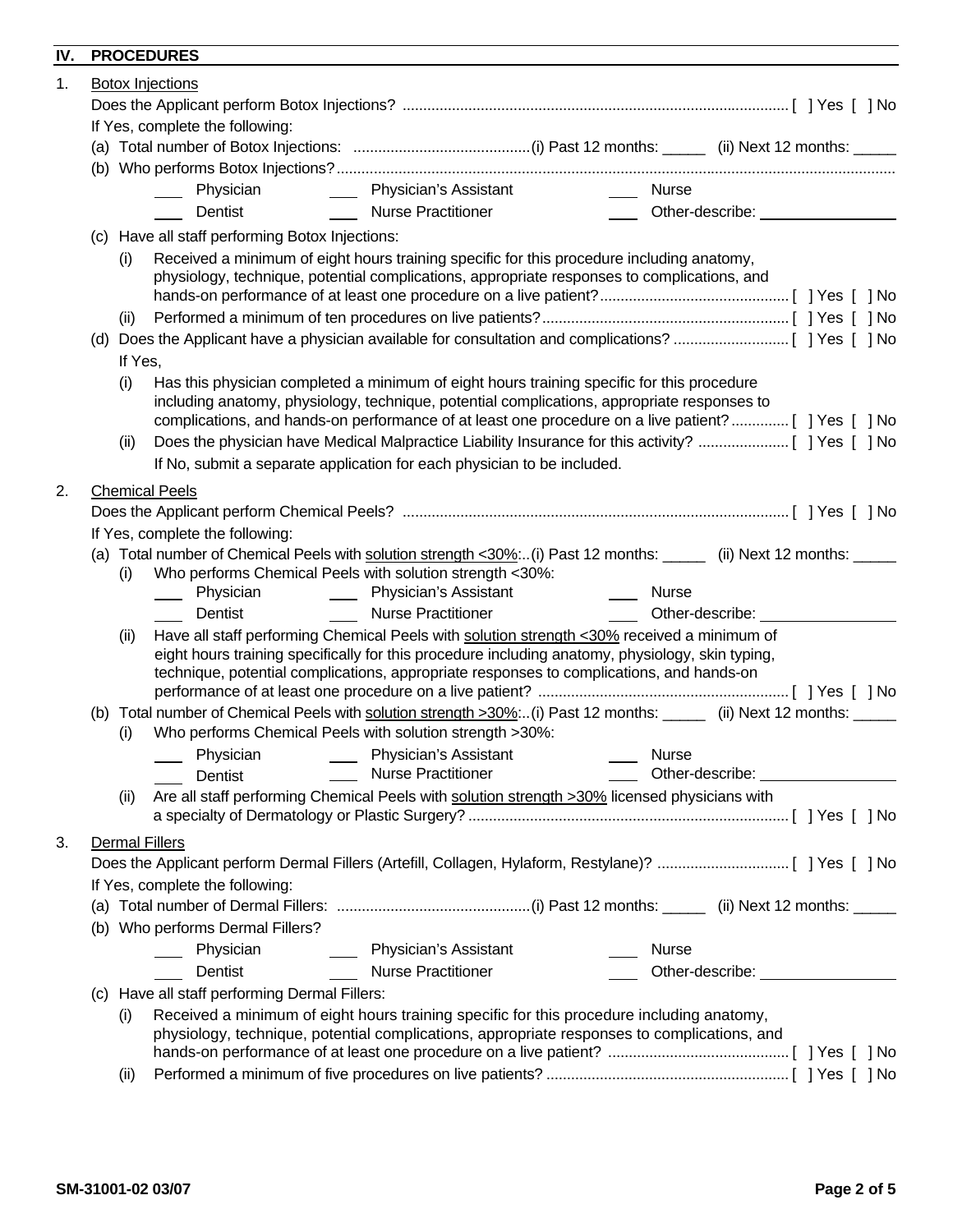## IV. PROCEDURES

1. Botox Injections

   Does the Applicant perform Botox Injections? .......... [ ] Yes [ ] No

   If Yes, complete the following:

   (a) Total number of Botox Injections: ..........(i) Past 12 months: _____ (ii) Next 12 months: _____

   (b) Who performs Botox Injections?..........

   ___ Physician ___ Physician's Assistant ___ Nurse

   ___ Dentist ___ Nurse Practitioner ___ Other-describe: ________________

   (c) Have all staff performing Botox Injections:

   (i) Received a minimum of eight hours training specific for this procedure including anatomy, physiology, technique, potential complications, appropriate responses to complications, and hands-on performance of at least one procedure on a live patient?.......... [ ] Yes [ ] No

   (ii) Performed a minimum of ten procedures on live patients?.......... [ ] Yes [ ] No

   (d) Does the Applicant have a physician available for consultation and complications? .......... [ ] Yes [ ] No

   If Yes,

   (i) Has this physician completed a minimum of eight hours training specific for this procedure including anatomy, physiology, technique, potential complications, appropriate responses to complications, and hands-on performance of at least one procedure on a live patient? .......... [ ] Yes [ ] No

   (ii) Does the physician have Medical Malpractice Liability Insurance for this activity? .......... [ ] Yes [ ] No

   If No, submit a separate application for each physician to be included.

2. Chemical Peels

   Does the Applicant perform Chemical Peels? .......... [ ] Yes [ ] No

   If Yes, complete the following:

   (a) Total number of Chemical Peels with solution strength <30%:..(i) Past 12 months: _____ (ii) Next 12 months: _____

   (i) Who performs Chemical Peels with solution strength <30%:

   ___ Physician ___ Physician's Assistant ___ Nurse

   ___ Dentist ___ Nurse Practitioner ___ Other-describe: ________________

   (ii) Have all staff performing Chemical Peels with solution strength <30% received a minimum of eight hours training specifically for this procedure including anatomy, physiology, skin typing, technique, potential complications, appropriate responses to complications, and hands-on performance of at least one procedure on a live patient? .......... [ ] Yes [ ] No

   (b) Total number of Chemical Peels with solution strength >30%:..(i) Past 12 months: _____ (ii) Next 12 months: _____

   (i) Who performs Chemical Peels with solution strength >30%:

   ___ Physician ___ Physician's Assistant ___ Nurse

   ___ Dentist ___ Nurse Practitioner ___ Other-describe: ________________

   (ii) Are all staff performing Chemical Peels with solution strength >30% licensed physicians with a specialty of Dermatology or Plastic Surgery? .......... [ ] Yes [ ] No

3. Dermal Fillers

   Does the Applicant perform Dermal Fillers (Artefill, Collagen, Hylaform, Restylane)? .......... [ ] Yes [ ] No

   If Yes, complete the following:

   (a) Total number of Dermal Fillers: ..........(i) Past 12 months: _____ (ii) Next 12 months: _____

   (b) Who performs Dermal Fillers?

   ___ Physician ___ Physician's Assistant ___ Nurse

   ___ Dentist ___ Nurse Practitioner ___ Other-describe: ________________

   (c) Have all staff performing Dermal Fillers:

   (i) Received a minimum of eight hours training specific for this procedure including anatomy, physiology, technique, potential complications, appropriate responses to complications, and hands-on performance of at least one procedure on a live patient? .......... [ ] Yes [ ] No

   (ii) Performed a minimum of five procedures on live patients? .......... [ ] Yes [ ] No

SM-31001-02 03/07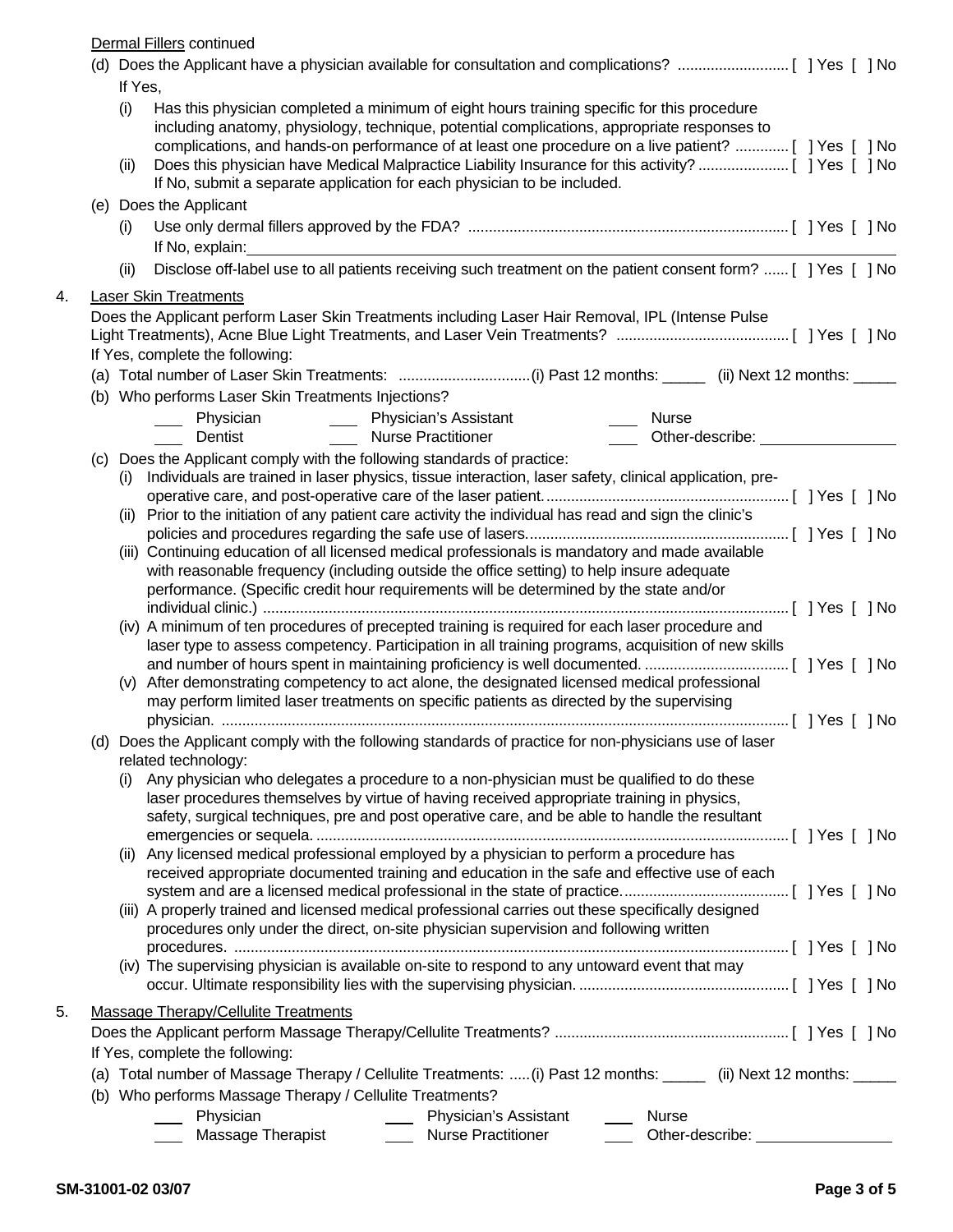Dermal Fillers continued

(d) Does the Applicant have a physician available for consultation and complications? .......................... [ ] Yes [ ] No

If Yes,

(i) Has this physician completed a minimum of eight hours training specific for this procedure including anatomy, physiology, technique, potential complications, appropriate responses to complications, and hands-on performance of at least one procedure on a live patient? ............ [ ] Yes [ ] No

(ii) Does this physician have Medical Malpractice Liability Insurance for this activity? ..................... [ ] Yes [ ] No

If No, submit a separate application for each physician to be included.

(e) Does the Applicant

(i) Use only dermal fillers approved by the FDA? ............................................................................ [ ] Yes [ ] No

If No, explain: ______________________________________________________________

(ii) Disclose off-label use to all patients receiving such treatment on the patient consent form? ...... [ ] Yes [ ] No

4. Laser Skin Treatments

Does the Applicant perform Laser Skin Treatments including Laser Hair Removal, IPL (Intense Pulse Light Treatments), Acne Blue Light Treatments, and Laser Vein Treatments? ......................................... [ ] Yes [ ] No

If Yes, complete the following:

(a) Total number of Laser Skin Treatments: ................................(i) Past 12 months: _____ (ii) Next 12 months: _____

(b) Who performs Laser Skin Treatments Injections?

___ Physician ___ Physician's Assistant ___ Nurse

___ Dentist ___ Nurse Practitioner ___ Other-describe: ________________

(c) Does the Applicant comply with the following standards of practice:

(i) Individuals are trained in laser physics, tissue interaction, laser safety, clinical application, pre-operative care, and post-operative care of the laser patient. .......................................................... [ ] Yes [ ] No

(ii) Prior to the initiation of any patient care activity the individual has read and sign the clinic's policies and procedures regarding the safe use of lasers. .............................................................. [ ] Yes [ ] No

(iii) Continuing education of all licensed medical professionals is mandatory and made available with reasonable frequency (including outside the office setting) to help insure adequate performance. (Specific credit hour requirements will be determined by the state and/or individual clinic.) ............................................................................................................................. [ ] Yes [ ] No

(iv) A minimum of ten procedures of precepted training is required for each laser procedure and laser type to assess competency. Participation in all training programs, acquisition of new skills and number of hours spent in maintaining proficiency is well documented. .................................. [ ] Yes [ ] No

(v) After demonstrating competency to act alone, the designated licensed medical professional may perform limited laser treatments on specific patients as directed by the supervising physician. ........................................................................................................................................ [ ] Yes [ ] No

(d) Does the Applicant comply with the following standards of practice for non-physicians use of laser related technology:

(i) Any physician who delegates a procedure to a non-physician must be qualified to do these laser procedures themselves by virtue of having received appropriate training in physics, safety, surgical techniques, pre and post operative care, and be able to handle the resultant emergencies or sequela. ................................................................................................................. [ ] Yes [ ] No

(ii) Any licensed medical professional employed by a physician to perform a procedure has received appropriate documented training and education in the safe and effective use of each system and are a licensed medical professional in the state of practice. ....................................... [ ] Yes [ ] No

(iii) A properly trained and licensed medical professional carries out these specifically designed procedures only under the direct, on-site physician supervision and following written procedures. ..................................................................................................................................... [ ] Yes [ ] No

(iv) The supervising physician is available on-site to respond to any untoward event that may occur. Ultimate responsibility lies with the supervising physician. ................................................. [ ] Yes [ ] No

5. Massage Therapy/Cellulite Treatments

Does the Applicant perform Massage Therapy/Cellulite Treatments? ........................................................ [ ] Yes [ ] No

If Yes, complete the following:

(a) Total number of Massage Therapy / Cellulite Treatments: .....(i) Past 12 months: _____ (ii) Next 12 months: _____

(b) Who performs Massage Therapy / Cellulite Treatments?

___ Physician ___ Physician's Assistant ___ Nurse

___ Massage Therapist ___ Nurse Practitioner ___ Other-describe: ________________

SM-31001-02 03/07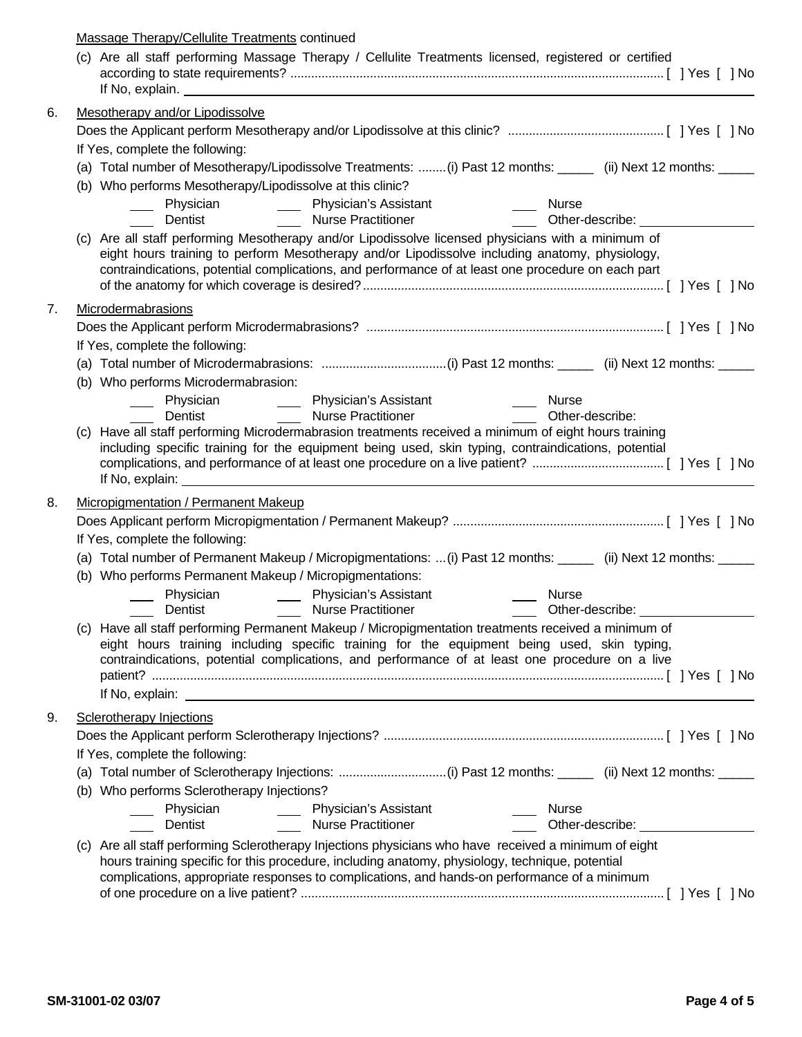Massage Therapy/Cellulite Treatments continued

(c) Are all staff performing Massage Therapy / Cellulite Treatments licensed, registered or certified according to state requirements? ............................................................................................................ [ ] Yes [ ] No
If No, explain. ______________________________________________________________________________

6. Mesotherapy and/or Lipodissolve

Does the Applicant perform Mesotherapy and/or Lipodissolve at this clinic? ............................................ [ ] Yes [ ] No

If Yes, complete the following:

(a) Total number of Mesotherapy/Lipodissolve Treatments: ........(i) Past 12 months: _____ (ii) Next 12 months: _____

(b) Who performs Mesotherapy/Lipodissolve at this clinic?

___ Physician ___ Physician's Assistant ___ Nurse
___ Dentist ___ Nurse Practitioner ___ Other-describe: _______________

(c) Are all staff performing Mesotherapy and/or Lipodissolve licensed physicians with a minimum of eight hours training to perform Mesotherapy and/or Lipodissolve including anatomy, physiology, contraindications, potential complications, and performance of at least one procedure on each part of the anatomy for which coverage is desired? ...................................................................................... [ ] Yes [ ] No

7. Microdermabrasions

Does the Applicant perform Microdermabrasions? ..................................................................................... [ ] Yes [ ] No

If Yes, complete the following:

(a) Total number of Microdermabrasions: ....................................(i) Past 12 months: _____ (ii) Next 12 months: _____

(b) Who performs Microdermabrasion:

___ Physician ___ Physician's Assistant ___ Nurse
___ Dentist ___ Nurse Practitioner ___ Other-describe:

(c) Have all staff performing Microdermabrasion treatments received a minimum of eight hours training including specific training for the equipment being used, skin typing, contraindications, potential complications, and performance of at least one procedure on a live patient? ..................................... [ ] Yes [ ] No
If No, explain: ______________________________________________________________________________

8. Micropigmentation / Permanent Makeup

Does Applicant perform Micropigmentation / Permanent Makeup? ............................................................ [ ] Yes [ ] No

If Yes, complete the following:

(a) Total number of Permanent Makeup / Micropigmentations: ...(i) Past 12 months: _____ (ii) Next 12 months: _____

(b) Who performs Permanent Makeup / Micropigmentations:

___ Physician ___ Physician's Assistant ___ Nurse
___ Dentist ___ Nurse Practitioner ___ Other-describe: _______________

(c) Have all staff performing Permanent Makeup / Micropigmentation treatments received a minimum of eight hours training including specific training for the equipment being used, skin typing, contraindications, potential complications, and performance of at least one procedure on a live patient? ................................................................................................................................... [ ] Yes [ ] No
If No, explain: ______________________________________________________________________________

9. Sclerotherapy Injections

Does the Applicant perform Sclerotherapy Injections? ................................................................................ [ ] Yes [ ] No

If Yes, complete the following:

(a) Total number of Sclerotherapy Injections: ...............................(i) Past 12 months: _____ (ii) Next 12 months: _____

(b) Who performs Sclerotherapy Injections?

___ Physician ___ Physician's Assistant ___ Nurse
___ Dentist ___ Nurse Practitioner ___ Other-describe: _______________

(c) Are all staff performing Sclerotherapy Injections physicians who have received a minimum of eight hours training specific for this procedure, including anatomy, physiology, technique, potential complications, appropriate responses to complications, and hands-on performance of a minimum of one procedure on a live patient? ........................................................................................................ [ ] Yes [ ] No

SM-31001-02 03/07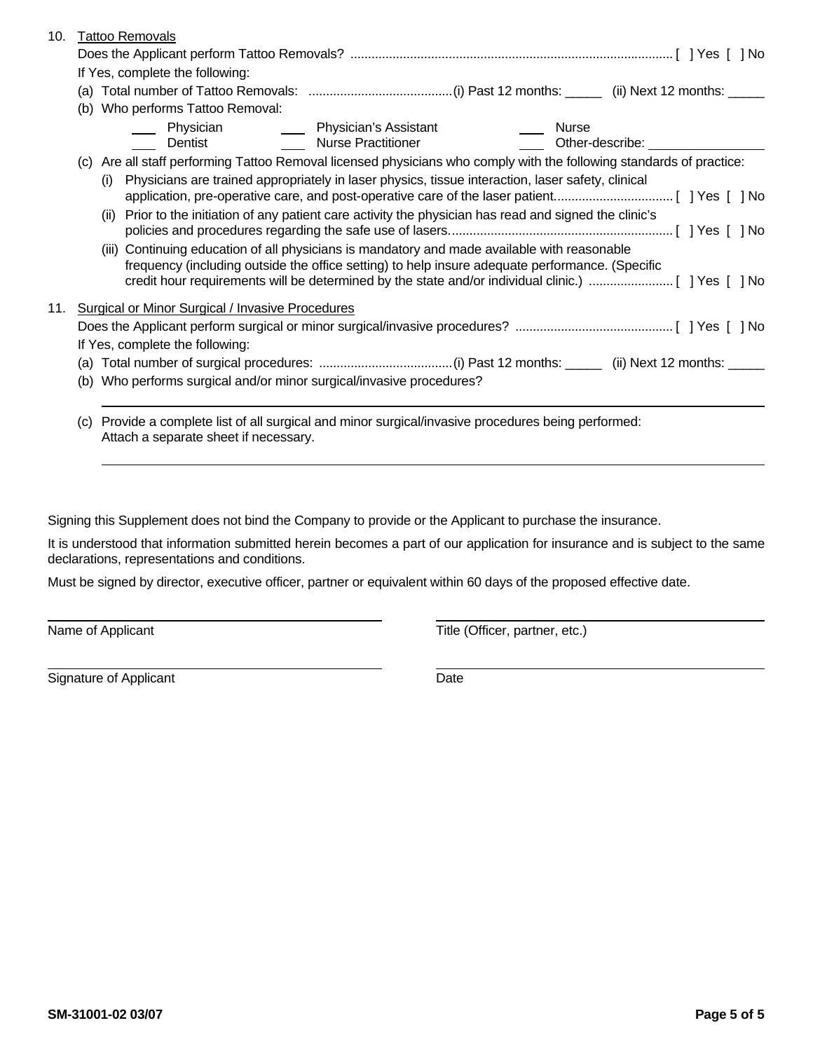10. <u>Tattoo Removals</u>

    Does the Applicant perform Tattoo Removals? ............................................................................................ [ ] Yes [ ] No

    If Yes, complete the following:

    (a) Total number of Tattoo Removals: .........................................(i) Past 12 months: _____ (ii) Next 12 months: _____

    (b) Who performs Tattoo Removal:

    ___ Physician ___ Physician's Assistant ___ Nurse
    ___ Dentist ___ Nurse Practitioner ___ Other-describe: ________________

    (c) Are all staff performing Tattoo Removal licensed physicians who comply with the following standards of practice:

    (i) Physicians are trained appropriately in laser physics, tissue interaction, laser safety, clinical application, pre-operative care, and post-operative care of the laser patient................................. [ ] Yes [ ] No

    (ii) Prior to the initiation of any patient care activity the physician has read and signed the clinic's policies and procedures regarding the safe use of lasers............................................................... [ ] Yes [ ] No

    (iii) Continuing education of all physicians is mandatory and made available with reasonable frequency (including outside the office setting) to help insure adequate performance. (Specific credit hour requirements will be determined by the state and/or individual clinic.) ........................ [ ] Yes [ ] No

11. <u>Surgical or Minor Surgical / Invasive Procedures</u>

    Does the Applicant perform surgical or minor surgical/invasive procedures? ............................................ [ ] Yes [ ] No

    If Yes, complete the following:

    (a) Total number of surgical procedures: ......................................(i) Past 12 months: _____ (ii) Next 12 months: _____

    (b) Who performs surgical and/or minor surgical/invasive procedures?

    ________________________________________________________________________________

    (c) Provide a complete list of all surgical and minor surgical/invasive procedures being performed: Attach a separate sheet if necessary.

    ________________________________________________________________________________

Signing this Supplement does not bind the Company to provide or the Applicant to purchase the insurance.

It is understood that information submitted herein becomes a part of our application for insurance and is subject to the same declarations, representations and conditions.

Must be signed by director, executive officer, partner or equivalent within 60 days of the proposed effective date.

________________________________________ ________________________________________
Name of Applicant Title (Officer, partner, etc.)

________________________________________ ________________________________________
Signature of Applicant Date

SM-31001-02 03/07